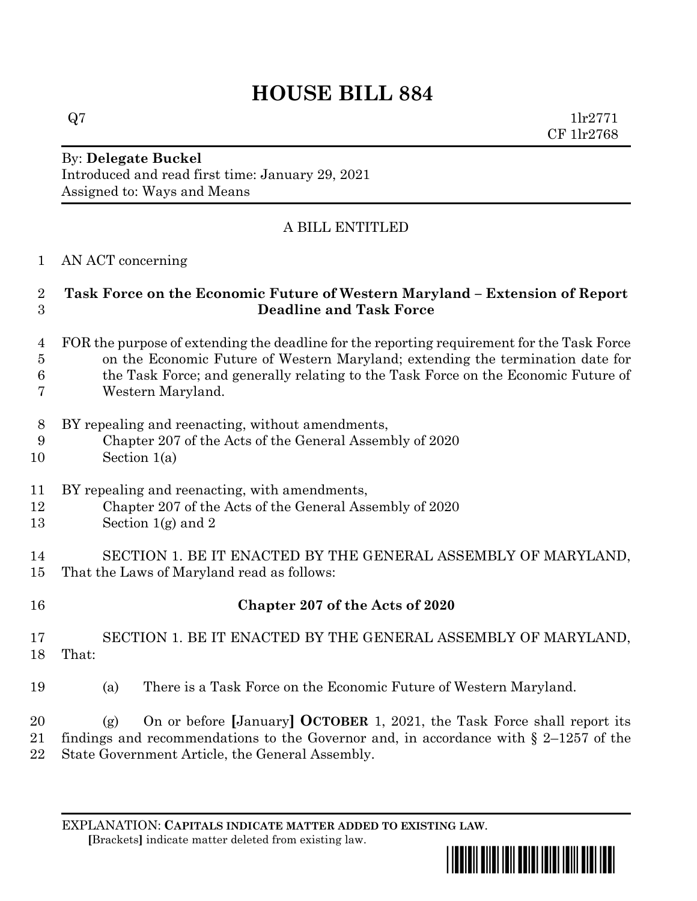# HOUSE BILL 884

Q7 1lr2771
CF 1lr2768

By: **Delegate Buckel**
Introduced and read first time: January 29, 2021
Assigned to: Ways and Means

A BILL ENTITLED

AN ACT concerning

**Task Force on the Economic Future of Western Maryland – Extension of Report Deadline and Task Force**

FOR the purpose of extending the deadline for the reporting requirement for the Task Force on the Economic Future of Western Maryland; extending the termination date for the Task Force; and generally relating to the Task Force on the Economic Future of Western Maryland.

BY repealing and reenacting, without amendments,
Chapter 207 of the Acts of the General Assembly of 2020
Section 1(a)

BY repealing and reenacting, with amendments,
Chapter 207 of the Acts of the General Assembly of 2020
Section 1(g) and 2

SECTION 1. BE IT ENACTED BY THE GENERAL ASSEMBLY OF MARYLAND, That the Laws of Maryland read as follows:

**Chapter 207 of the Acts of 2020**

SECTION 1. BE IT ENACTED BY THE GENERAL ASSEMBLY OF MARYLAND, That:

(a) There is a Task Force on the Economic Future of Western Maryland.

(g) On or before **[**January**]** **OCTOBER** 1, 2021, the Task Force shall report its findings and recommendations to the Governor and, in accordance with § 2–1257 of the State Government Article, the General Assembly.

EXPLANATION: **CAPITALS INDICATE MATTER ADDED TO EXISTING LAW**.
**[**Brackets**]** indicate matter deleted from existing law.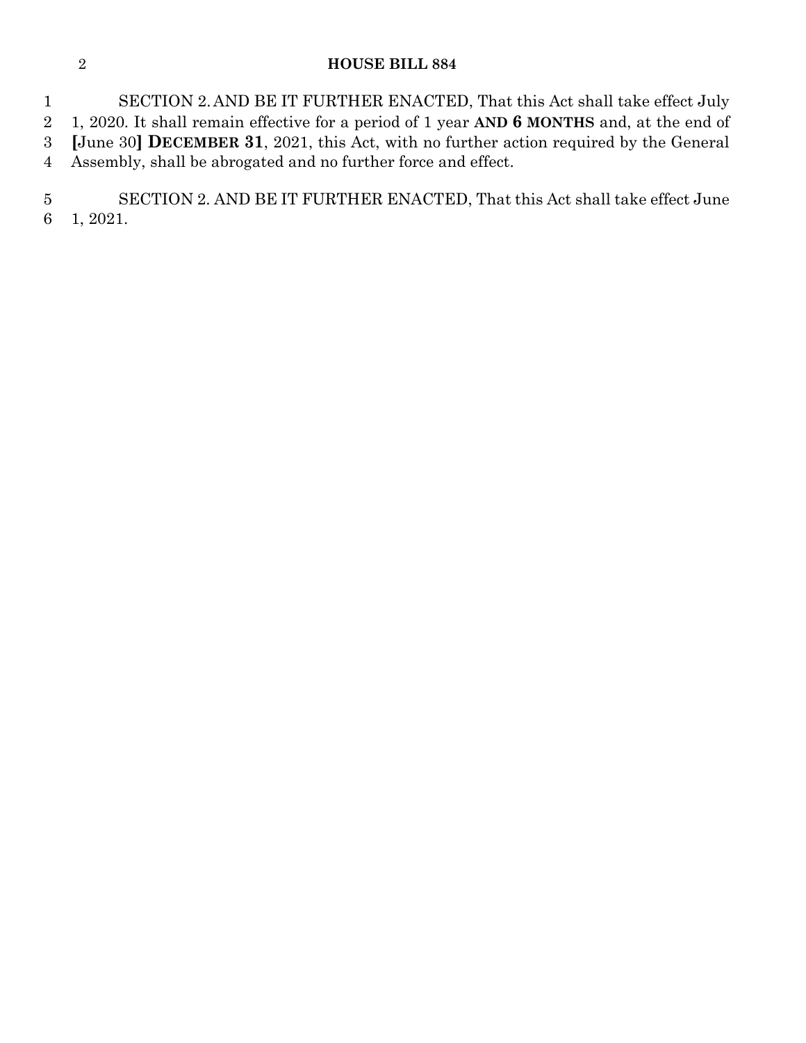SECTION 2. AND BE IT FURTHER ENACTED, That this Act shall take effect July 1, 2020. It shall remain effective for a period of 1 year **AND 6 MONTHS** and, at the end of [June 30] **DECEMBER 31**, 2021, this Act, with no further action required by the General Assembly, shall be abrogated and no further force and effect.

SECTION 2. AND BE IT FURTHER ENACTED, That this Act shall take effect June 1, 2021.